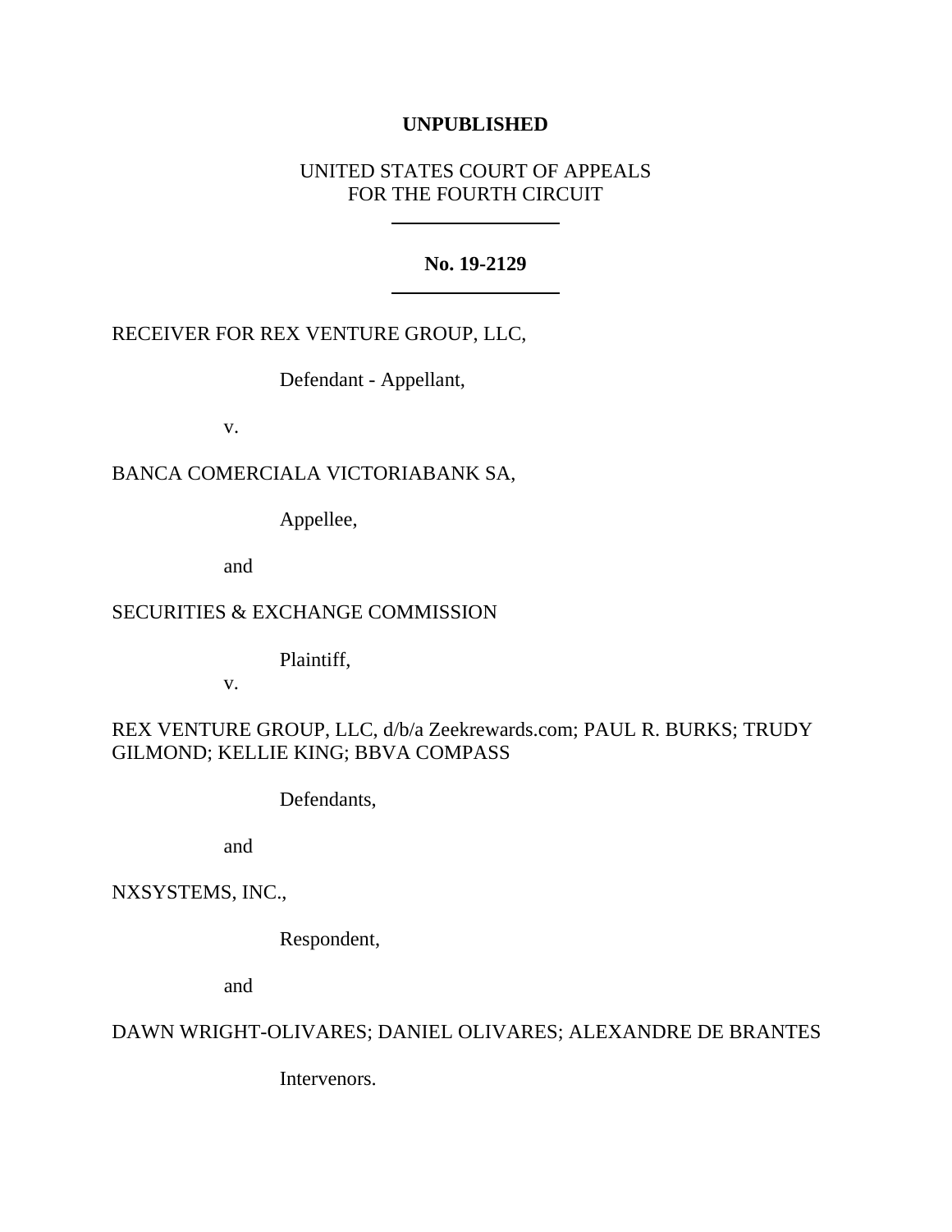**UNPUBLISHED**

UNITED STATES COURT OF APPEALS
FOR THE FOURTH CIRCUIT

---

**No. 19-2129**

---

RECEIVER FOR REX VENTURE GROUP, LLC,

Defendant - Appellant,

v.

BANCA COMERCIALA VICTORIABANK SA,

Appellee,

and

SECURITIES & EXCHANGE COMMISSION

Plaintiff,

v.

REX VENTURE GROUP, LLC, d/b/a Zeekrewards.com; PAUL R. BURKS; TRUDY GILMOND; KELLIE KING; BBVA COMPASS

Defendants,

and

NXSYSTEMS, INC.,

Respondent,

and

DAWN WRIGHT-OLIVARES; DANIEL OLIVARES; ALEXANDRE DE BRANTES

Intervenors.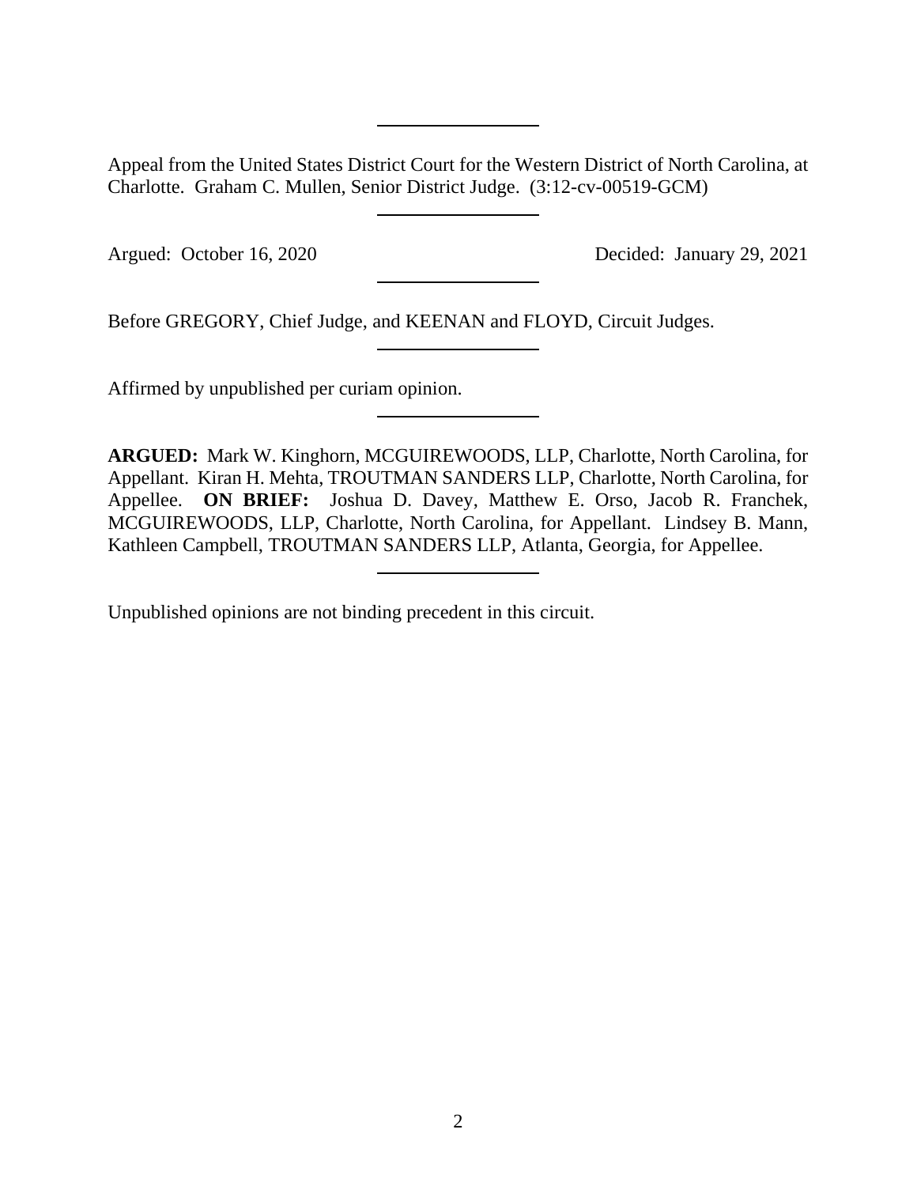Appeal from the United States District Court for the Western District of North Carolina, at Charlotte. Graham C. Mullen, Senior District Judge. (3:12-cv-00519-GCM)

---

Argued: October 16, 2020 Decided: January 29, 2021

---

Before GREGORY, Chief Judge, and KEENAN and FLOYD, Circuit Judges.

---

Affirmed by unpublished per curiam opinion.

---

**ARGUED:** Mark W. Kinghorn, MCGUIREWOODS, LLP, Charlotte, North Carolina, for Appellant. Kiran H. Mehta, TROUTMAN SANDERS LLP, Charlotte, North Carolina, for Appellee. **ON BRIEF:** Joshua D. Davey, Matthew E. Orso, Jacob R. Franchek, MCGUIREWOODS, LLP, Charlotte, North Carolina, for Appellant. Lindsey B. Mann, Kathleen Campbell, TROUTMAN SANDERS LLP, Atlanta, Georgia, for Appellee.

---

Unpublished opinions are not binding precedent in this circuit.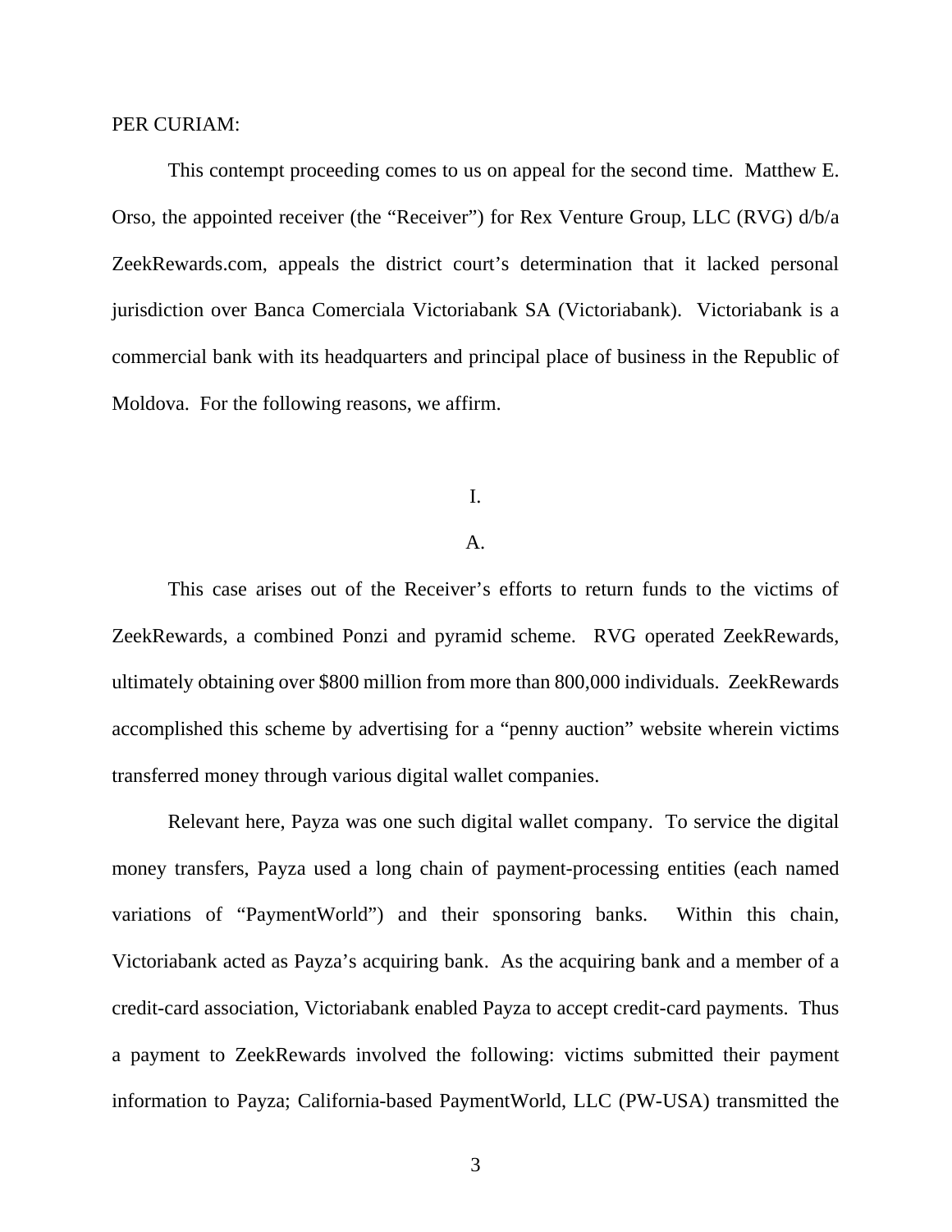PER CURIAM:

This contempt proceeding comes to us on appeal for the second time. Matthew E. Orso, the appointed receiver (the "Receiver") for Rex Venture Group, LLC (RVG) d/b/a ZeekRewards.com, appeals the district court's determination that it lacked personal jurisdiction over Banca Comerciala Victoriabank SA (Victoriabank). Victoriabank is a commercial bank with its headquarters and principal place of business in the Republic of Moldova. For the following reasons, we affirm.

I.

A.

This case arises out of the Receiver's efforts to return funds to the victims of ZeekRewards, a combined Ponzi and pyramid scheme. RVG operated ZeekRewards, ultimately obtaining over $800 million from more than 800,000 individuals. ZeekRewards accomplished this scheme by advertising for a "penny auction" website wherein victims transferred money through various digital wallet companies.

Relevant here, Payza was one such digital wallet company. To service the digital money transfers, Payza used a long chain of payment-processing entities (each named variations of "PaymentWorld") and their sponsoring banks. Within this chain, Victoriabank acted as Payza's acquiring bank. As the acquiring bank and a member of a credit-card association, Victoriabank enabled Payza to accept credit-card payments. Thus a payment to ZeekRewards involved the following: victims submitted their payment information to Payza; California-based PaymentWorld, LLC (PW-USA) transmitted the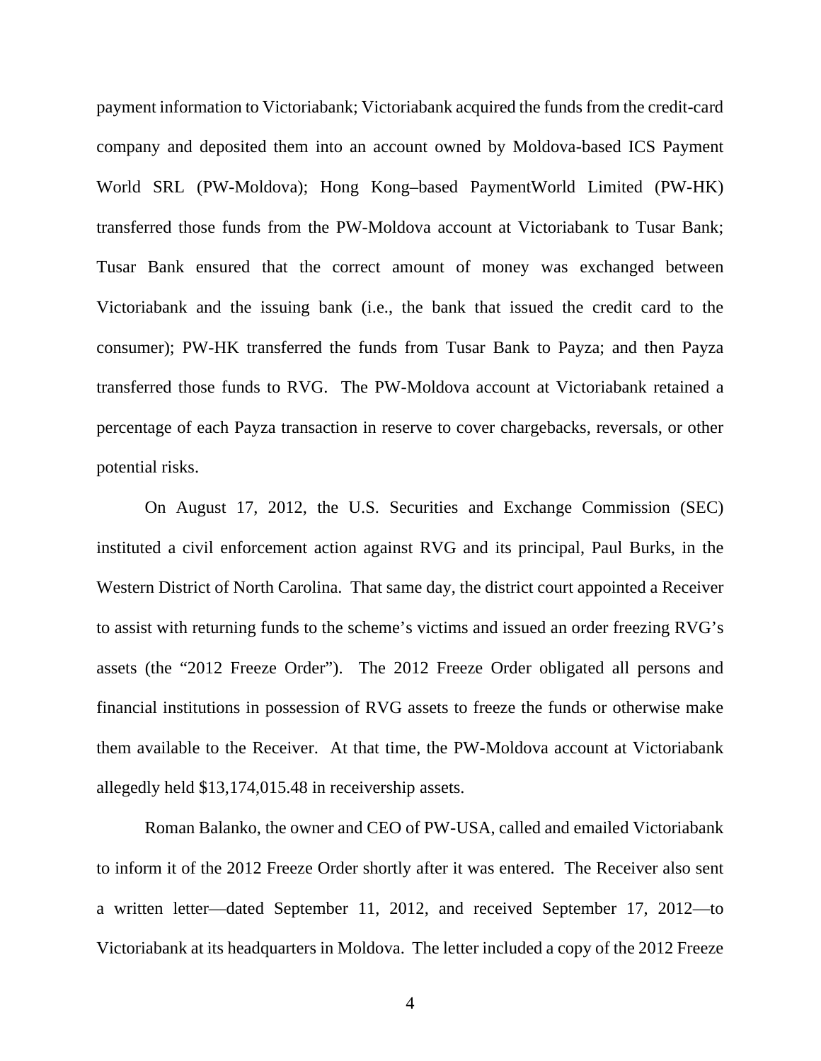payment information to Victoriabank; Victoriabank acquired the funds from the credit-card company and deposited them into an account owned by Moldova-based ICS Payment World SRL (PW-Moldova); Hong Kong–based PaymentWorld Limited (PW-HK) transferred those funds from the PW-Moldova account at Victoriabank to Tusar Bank; Tusar Bank ensured that the correct amount of money was exchanged between Victoriabank and the issuing bank (i.e., the bank that issued the credit card to the consumer); PW-HK transferred the funds from Tusar Bank to Payza; and then Payza transferred those funds to RVG. The PW-Moldova account at Victoriabank retained a percentage of each Payza transaction in reserve to cover chargebacks, reversals, or other potential risks.

On August 17, 2012, the U.S. Securities and Exchange Commission (SEC) instituted a civil enforcement action against RVG and its principal, Paul Burks, in the Western District of North Carolina. That same day, the district court appointed a Receiver to assist with returning funds to the scheme's victims and issued an order freezing RVG's assets (the "2012 Freeze Order"). The 2012 Freeze Order obligated all persons and financial institutions in possession of RVG assets to freeze the funds or otherwise make them available to the Receiver. At that time, the PW-Moldova account at Victoriabank allegedly held $13,174,015.48 in receivership assets.

Roman Balanko, the owner and CEO of PW-USA, called and emailed Victoriabank to inform it of the 2012 Freeze Order shortly after it was entered. The Receiver also sent a written letter—dated September 11, 2012, and received September 17, 2012—to Victoriabank at its headquarters in Moldova. The letter included a copy of the 2012 Freeze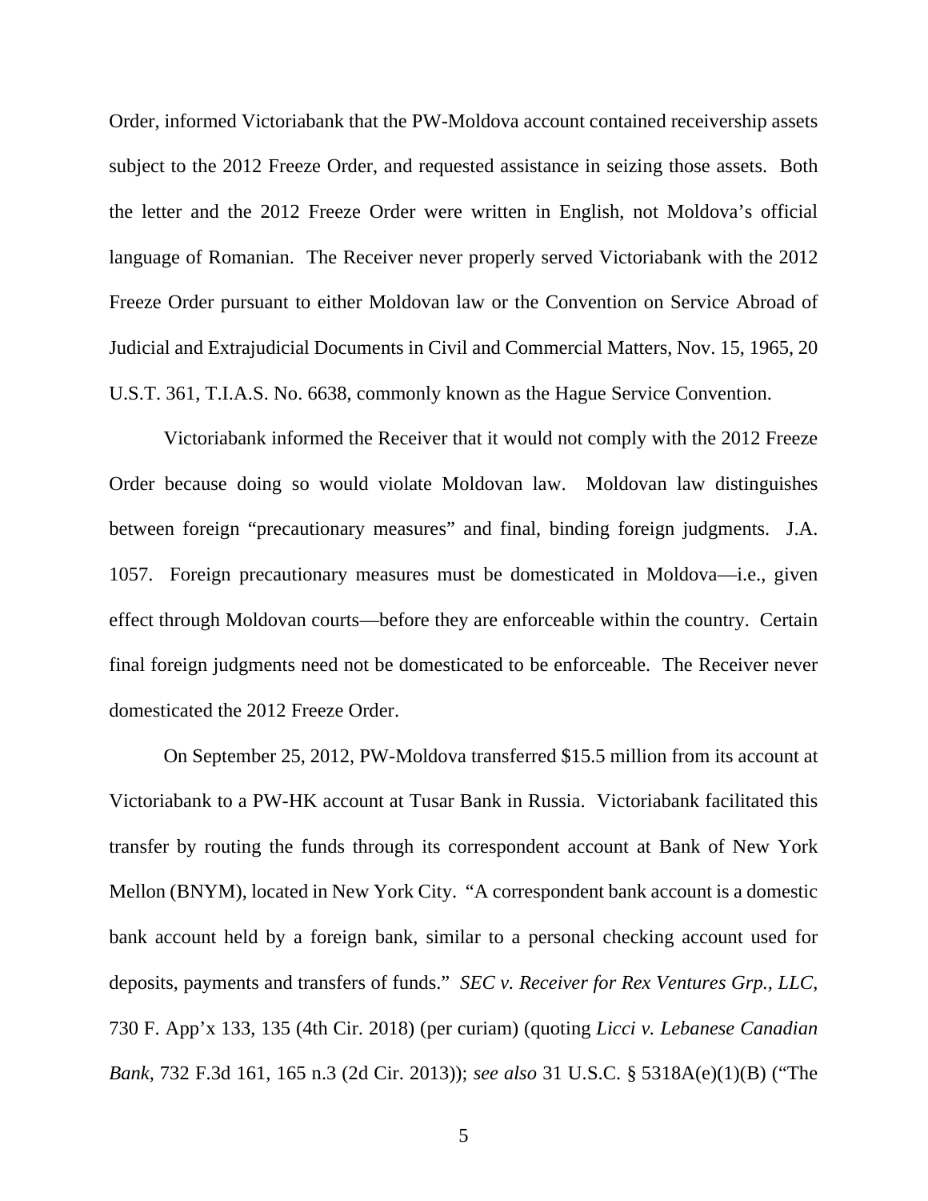Order, informed Victoriabank that the PW-Moldova account contained receivership assets subject to the 2012 Freeze Order, and requested assistance in seizing those assets. Both the letter and the 2012 Freeze Order were written in English, not Moldova's official language of Romanian. The Receiver never properly served Victoriabank with the 2012 Freeze Order pursuant to either Moldovan law or the Convention on Service Abroad of Judicial and Extrajudicial Documents in Civil and Commercial Matters, Nov. 15, 1965, 20 U.S.T. 361, T.I.A.S. No. 6638, commonly known as the Hague Service Convention.

Victoriabank informed the Receiver that it would not comply with the 2012 Freeze Order because doing so would violate Moldovan law. Moldovan law distinguishes between foreign "precautionary measures" and final, binding foreign judgments. J.A. 1057. Foreign precautionary measures must be domesticated in Moldova—i.e., given effect through Moldovan courts—before they are enforceable within the country. Certain final foreign judgments need not be domesticated to be enforceable. The Receiver never domesticated the 2012 Freeze Order.

On September 25, 2012, PW-Moldova transferred $15.5 million from its account at Victoriabank to a PW-HK account at Tusar Bank in Russia. Victoriabank facilitated this transfer by routing the funds through its correspondent account at Bank of New York Mellon (BNYM), located in New York City. "A correspondent bank account is a domestic bank account held by a foreign bank, similar to a personal checking account used for deposits, payments and transfers of funds." *SEC v. Receiver for Rex Ventures Grp., LLC*, 730 F. App'x 133, 135 (4th Cir. 2018) (per curiam) (quoting *Licci v. Lebanese Canadian Bank*, 732 F.3d 161, 165 n.3 (2d Cir. 2013)); *see also* 31 U.S.C. § 5318A(e)(1)(B) ("The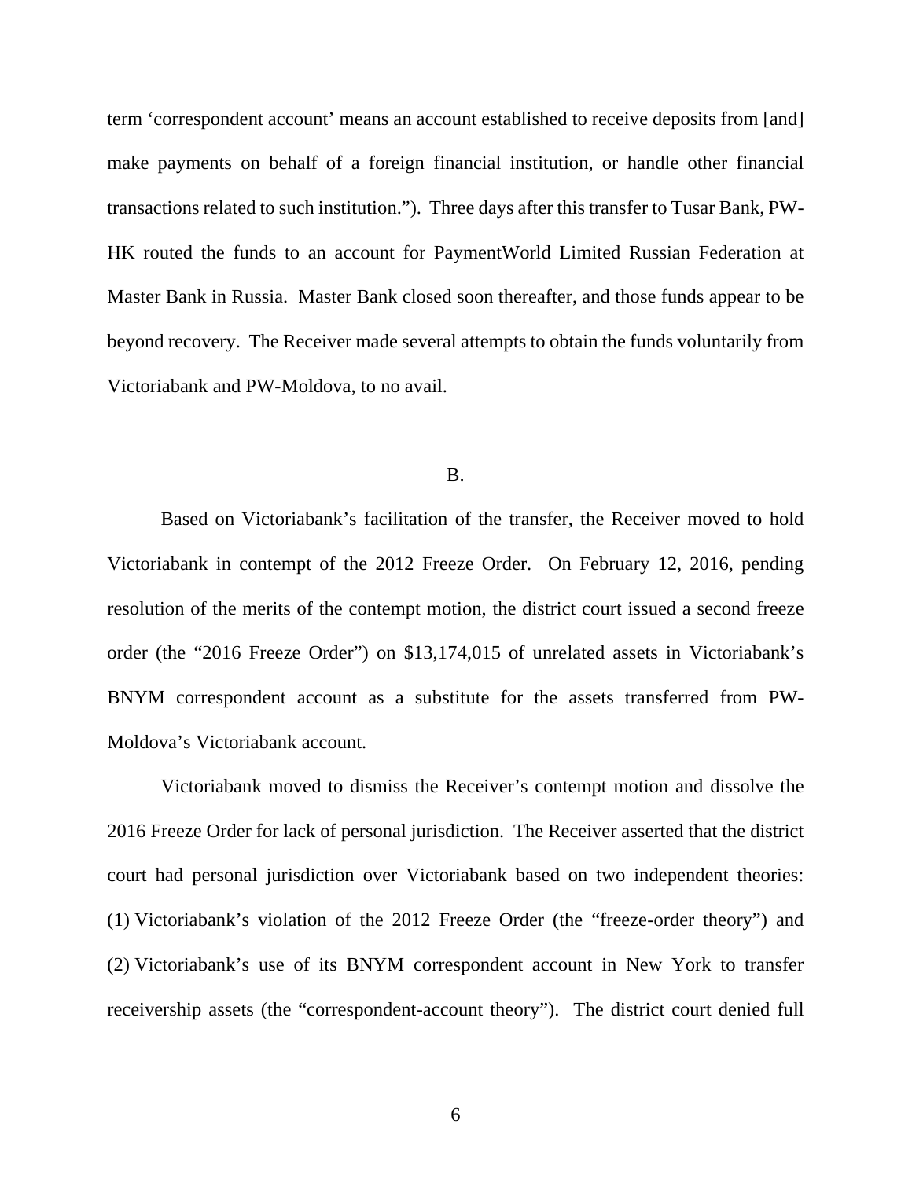term 'correspondent account' means an account established to receive deposits from [and] make payments on behalf of a foreign financial institution, or handle other financial transactions related to such institution."). Three days after this transfer to Tusar Bank, PW-HK routed the funds to an account for PaymentWorld Limited Russian Federation at Master Bank in Russia. Master Bank closed soon thereafter, and those funds appear to be beyond recovery. The Receiver made several attempts to obtain the funds voluntarily from Victoriabank and PW-Moldova, to no avail.

B.

Based on Victoriabank's facilitation of the transfer, the Receiver moved to hold Victoriabank in contempt of the 2012 Freeze Order. On February 12, 2016, pending resolution of the merits of the contempt motion, the district court issued a second freeze order (the "2016 Freeze Order") on $13,174,015 of unrelated assets in Victoriabank's BNYM correspondent account as a substitute for the assets transferred from PW-Moldova's Victoriabank account.

Victoriabank moved to dismiss the Receiver's contempt motion and dissolve the 2016 Freeze Order for lack of personal jurisdiction. The Receiver asserted that the district court had personal jurisdiction over Victoriabank based on two independent theories: (1) Victoriabank's violation of the 2012 Freeze Order (the "freeze-order theory") and (2) Victoriabank's use of its BNYM correspondent account in New York to transfer receivership assets (the "correspondent-account theory"). The district court denied full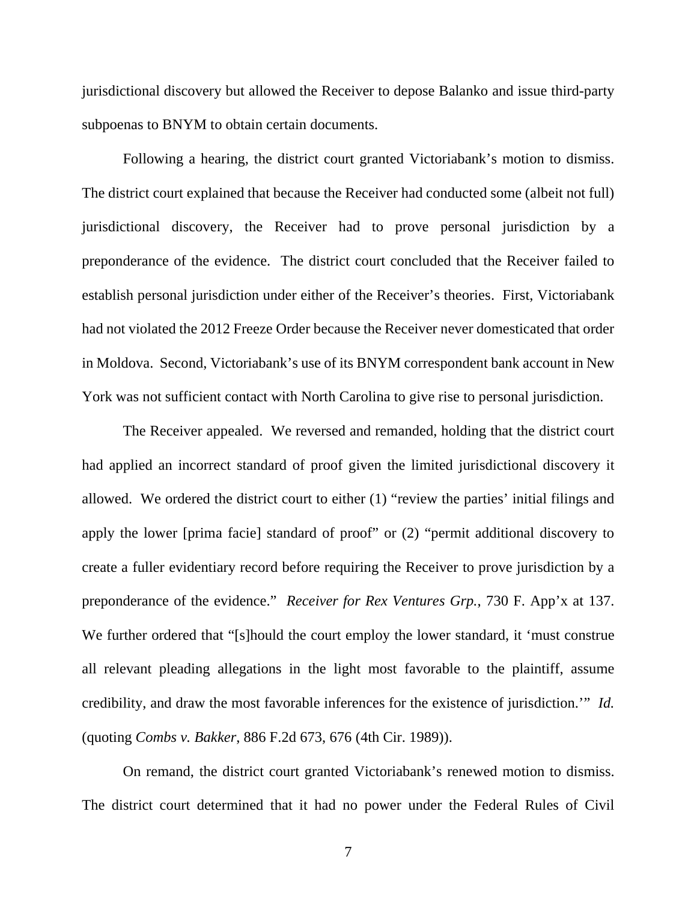jurisdictional discovery but allowed the Receiver to depose Balanko and issue third-party subpoenas to BNYM to obtain certain documents.

Following a hearing, the district court granted Victoriabank's motion to dismiss. The district court explained that because the Receiver had conducted some (albeit not full) jurisdictional discovery, the Receiver had to prove personal jurisdiction by a preponderance of the evidence. The district court concluded that the Receiver failed to establish personal jurisdiction under either of the Receiver's theories. First, Victoriabank had not violated the 2012 Freeze Order because the Receiver never domesticated that order in Moldova. Second, Victoriabank's use of its BNYM correspondent bank account in New York was not sufficient contact with North Carolina to give rise to personal jurisdiction.

The Receiver appealed. We reversed and remanded, holding that the district court had applied an incorrect standard of proof given the limited jurisdictional discovery it allowed. We ordered the district court to either (1) "review the parties' initial filings and apply the lower [prima facie] standard of proof" or (2) "permit additional discovery to create a fuller evidentiary record before requiring the Receiver to prove jurisdiction by a preponderance of the evidence." *Receiver for Rex Ventures Grp.*, 730 F. App'x at 137. We further ordered that "[s]hould the court employ the lower standard, it 'must construe all relevant pleading allegations in the light most favorable to the plaintiff, assume credibility, and draw the most favorable inferences for the existence of jurisdiction.'" *Id.* (quoting *Combs v. Bakker*, 886 F.2d 673, 676 (4th Cir. 1989)).

On remand, the district court granted Victoriabank's renewed motion to dismiss. The district court determined that it had no power under the Federal Rules of Civil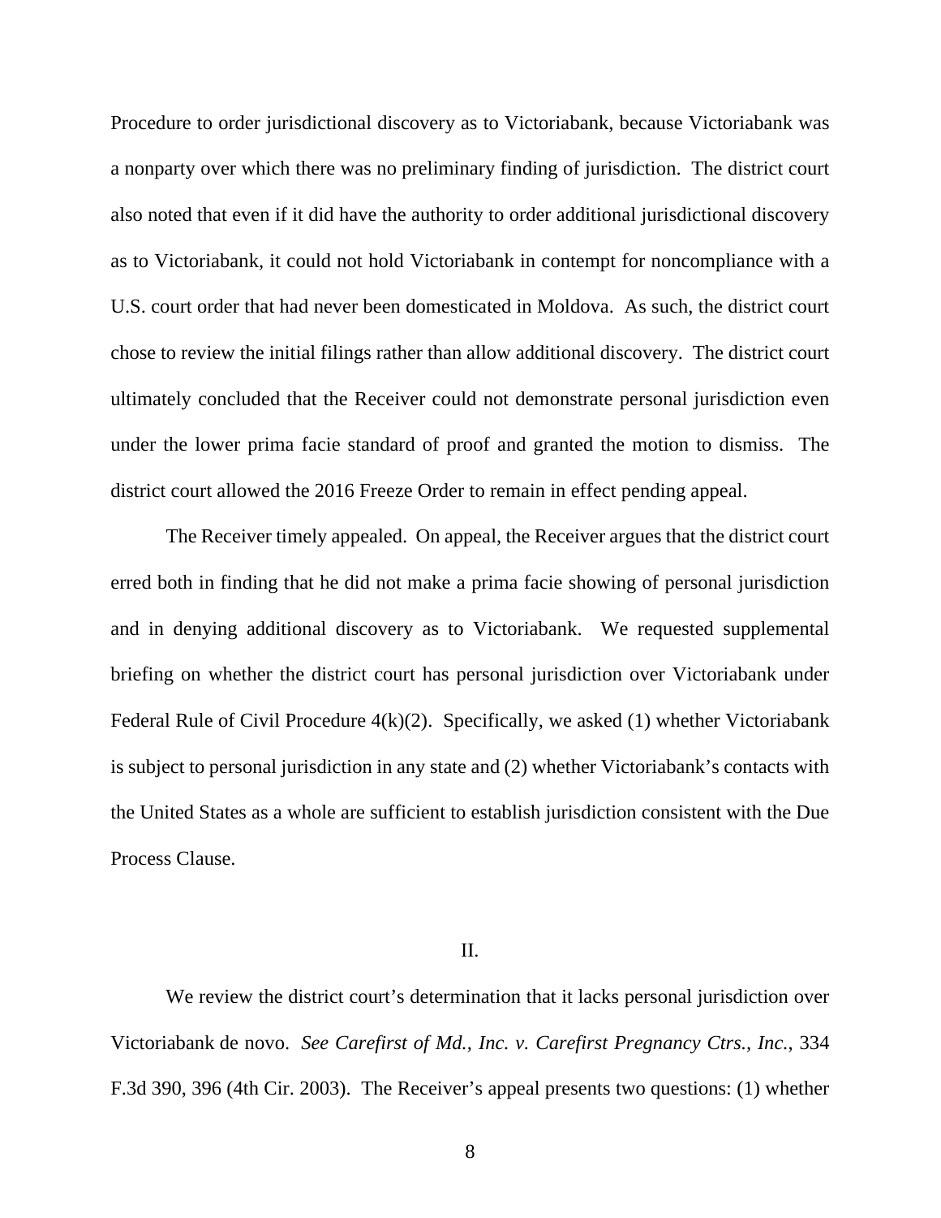Procedure to order jurisdictional discovery as to Victoriabank, because Victoriabank was a nonparty over which there was no preliminary finding of jurisdiction. The district court also noted that even if it did have the authority to order additional jurisdictional discovery as to Victoriabank, it could not hold Victoriabank in contempt for noncompliance with a U.S. court order that had never been domesticated in Moldova. As such, the district court chose to review the initial filings rather than allow additional discovery. The district court ultimately concluded that the Receiver could not demonstrate personal jurisdiction even under the lower prima facie standard of proof and granted the motion to dismiss. The district court allowed the 2016 Freeze Order to remain in effect pending appeal.

The Receiver timely appealed. On appeal, the Receiver argues that the district court erred both in finding that he did not make a prima facie showing of personal jurisdiction and in denying additional discovery as to Victoriabank. We requested supplemental briefing on whether the district court has personal jurisdiction over Victoriabank under Federal Rule of Civil Procedure 4(k)(2). Specifically, we asked (1) whether Victoriabank is subject to personal jurisdiction in any state and (2) whether Victoriabank's contacts with the United States as a whole are sufficient to establish jurisdiction consistent with the Due Process Clause.

## II.

We review the district court's determination that it lacks personal jurisdiction over Victoriabank de novo. *See Carefirst of Md., Inc. v. Carefirst Pregnancy Ctrs., Inc.*, 334 F.3d 390, 396 (4th Cir. 2003). The Receiver's appeal presents two questions: (1) whether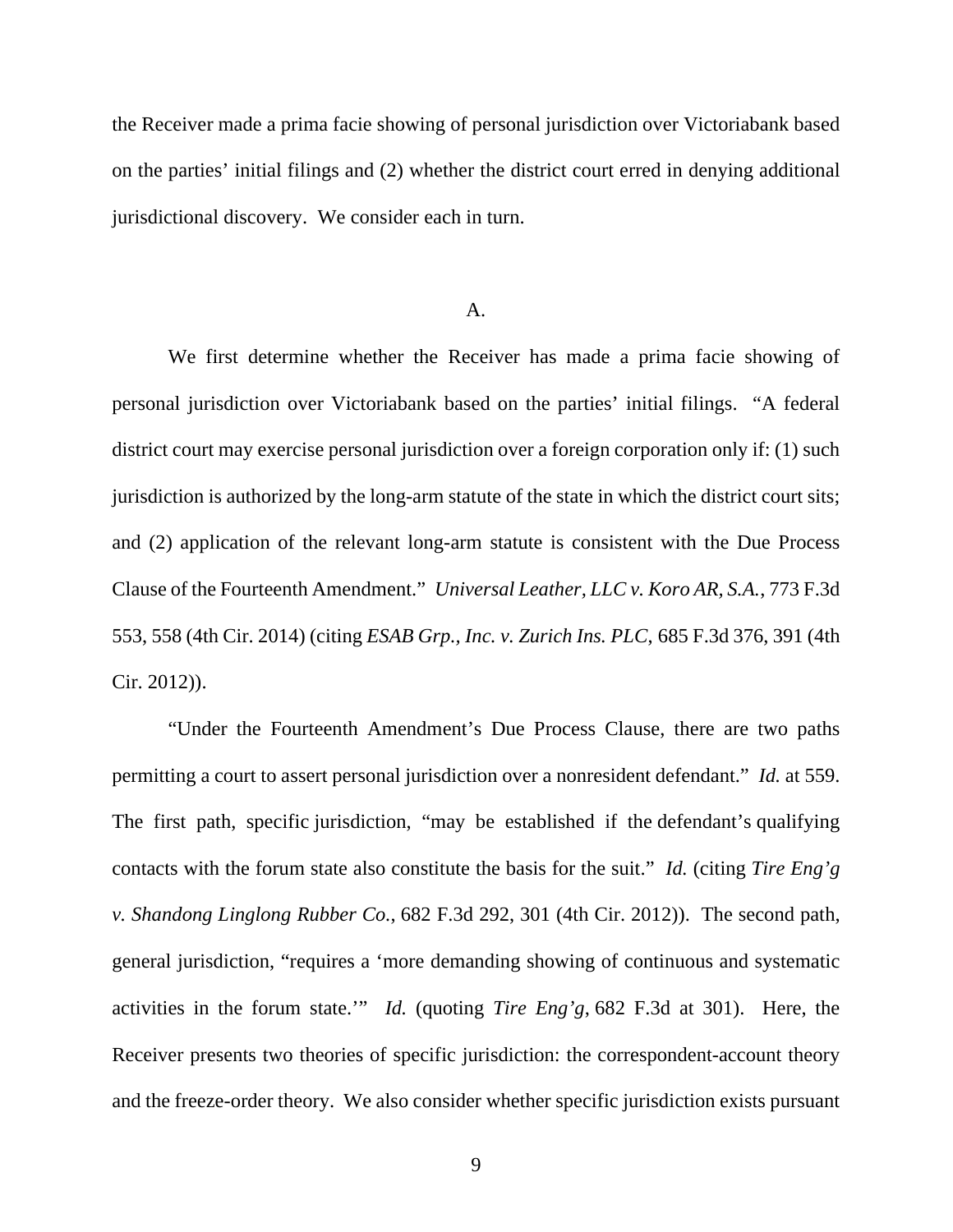the Receiver made a prima facie showing of personal jurisdiction over Victoriabank based on the parties' initial filings and (2) whether the district court erred in denying additional jurisdictional discovery. We consider each in turn.

A.

We first determine whether the Receiver has made a prima facie showing of personal jurisdiction over Victoriabank based on the parties' initial filings. "A federal district court may exercise personal jurisdiction over a foreign corporation only if: (1) such jurisdiction is authorized by the long-arm statute of the state in which the district court sits; and (2) application of the relevant long-arm statute is consistent with the Due Process Clause of the Fourteenth Amendment." *Universal Leather, LLC v. Koro AR, S.A.*, 773 F.3d 553, 558 (4th Cir. 2014) (citing *ESAB Grp., Inc. v. Zurich Ins. PLC*, 685 F.3d 376, 391 (4th Cir. 2012)).

"Under the Fourteenth Amendment's Due Process Clause, there are two paths permitting a court to assert personal jurisdiction over a nonresident defendant." *Id.* at 559. The first path, specific jurisdiction, "may be established if the defendant's qualifying contacts with the forum state also constitute the basis for the suit." *Id.* (citing *Tire Eng'g v. Shandong Linglong Rubber Co.*, 682 F.3d 292, 301 (4th Cir. 2012)). The second path, general jurisdiction, "requires a 'more demanding showing of continuous and systematic activities in the forum state.'" *Id.* (quoting *Tire Eng'g*, 682 F.3d at 301). Here, the Receiver presents two theories of specific jurisdiction: the correspondent-account theory and the freeze-order theory. We also consider whether specific jurisdiction exists pursuant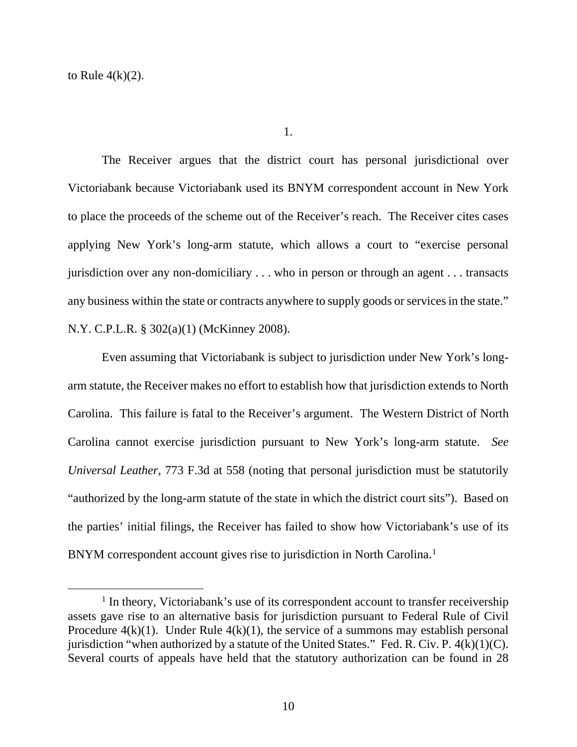to Rule 4(k)(2).

1.

The Receiver argues that the district court has personal jurisdictional over Victoriabank because Victoriabank used its BNYM correspondent account in New York to place the proceeds of the scheme out of the Receiver's reach. The Receiver cites cases applying New York's long-arm statute, which allows a court to "exercise personal jurisdiction over any non-domiciliary . . . who in person or through an agent . . . transacts any business within the state or contracts anywhere to supply goods or services in the state." N.Y. C.P.L.R. § 302(a)(1) (McKinney 2008).

Even assuming that Victoriabank is subject to jurisdiction under New York's long-arm statute, the Receiver makes no effort to establish how that jurisdiction extends to North Carolina. This failure is fatal to the Receiver's argument. The Western District of North Carolina cannot exercise jurisdiction pursuant to New York's long-arm statute. *See Universal Leather*, 773 F.3d at 558 (noting that personal jurisdiction must be statutorily "authorized by the long-arm statute of the state in which the district court sits"). Based on the parties' initial filings, the Receiver has failed to show how Victoriabank's use of its BNYM correspondent account gives rise to jurisdiction in North Carolina.[1]

[1] In theory, Victoriabank's use of its correspondent account to transfer receivership assets gave rise to an alternative basis for jurisdiction pursuant to Federal Rule of Civil Procedure 4(k)(1). Under Rule 4(k)(1), the service of a summons may establish personal jurisdiction "when authorized by a statute of the United States." Fed. R. Civ. P. 4(k)(1)(C). Several courts of appeals have held that the statutory authorization can be found in 28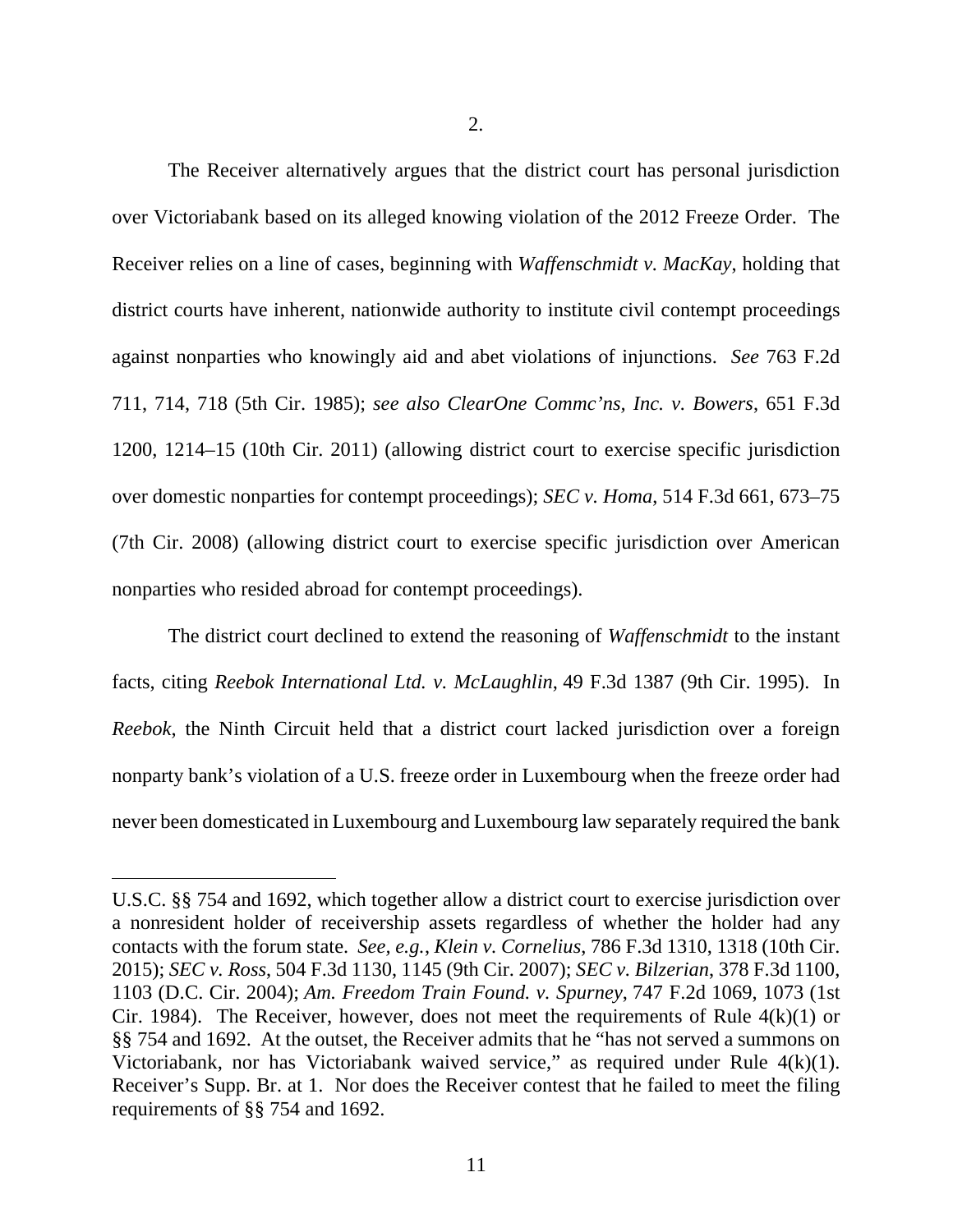2.

The Receiver alternatively argues that the district court has personal jurisdiction over Victoriabank based on its alleged knowing violation of the 2012 Freeze Order. The Receiver relies on a line of cases, beginning with *Waffenschmidt v. MacKay*, holding that district courts have inherent, nationwide authority to institute civil contempt proceedings against nonparties who knowingly aid and abet violations of injunctions. *See* 763 F.2d 711, 714, 718 (5th Cir. 1985); *see also ClearOne Commc'ns, Inc. v. Bowers*, 651 F.3d 1200, 1214–15 (10th Cir. 2011) (allowing district court to exercise specific jurisdiction over domestic nonparties for contempt proceedings); *SEC v. Homa*, 514 F.3d 661, 673–75 (7th Cir. 2008) (allowing district court to exercise specific jurisdiction over American nonparties who resided abroad for contempt proceedings).

The district court declined to extend the reasoning of *Waffenschmidt* to the instant facts, citing *Reebok International Ltd. v. McLaughlin*, 49 F.3d 1387 (9th Cir. 1995). In *Reebok*, the Ninth Circuit held that a district court lacked jurisdiction over a foreign nonparty bank's violation of a U.S. freeze order in Luxembourg when the freeze order had never been domesticated in Luxembourg and Luxembourg law separately required the bank

---

U.S.C. §§ 754 and 1692, which together allow a district court to exercise jurisdiction over a nonresident holder of receivership assets regardless of whether the holder had any contacts with the forum state. *See, e.g.*, *Klein v. Cornelius*, 786 F.3d 1310, 1318 (10th Cir. 2015); *SEC v. Ross*, 504 F.3d 1130, 1145 (9th Cir. 2007); *SEC v. Bilzerian*, 378 F.3d 1100, 1103 (D.C. Cir. 2004); *Am. Freedom Train Found. v. Spurney*, 747 F.2d 1069, 1073 (1st Cir. 1984). The Receiver, however, does not meet the requirements of Rule 4(k)(1) or §§ 754 and 1692. At the outset, the Receiver admits that he "has not served a summons on Victoriabank, nor has Victoriabank waived service," as required under Rule 4(k)(1). Receiver's Supp. Br. at 1. Nor does the Receiver contest that he failed to meet the filing requirements of §§ 754 and 1692.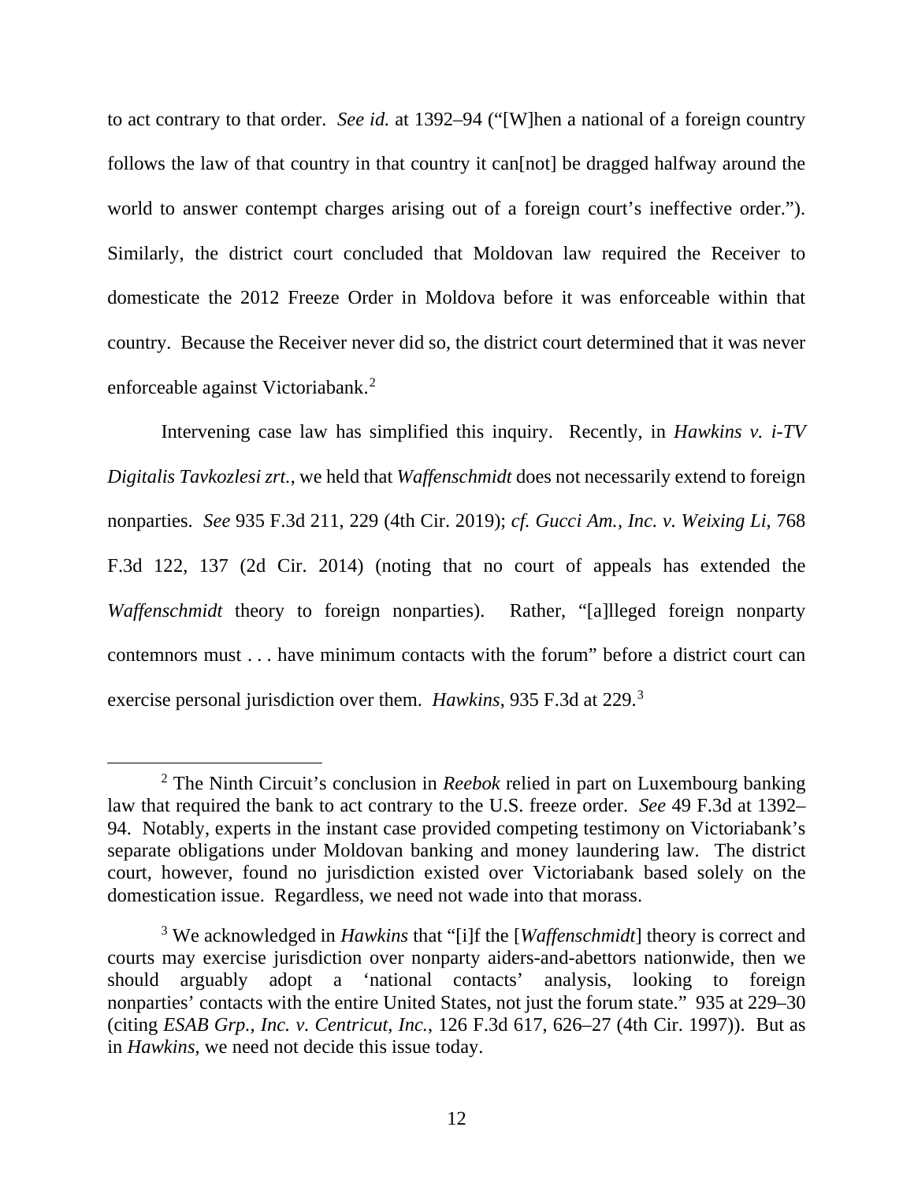to act contrary to that order. *See id.* at 1392–94 ("[W]hen a national of a foreign country follows the law of that country in that country it can[not] be dragged halfway around the world to answer contempt charges arising out of a foreign court's ineffective order."). Similarly, the district court concluded that Moldovan law required the Receiver to domesticate the 2012 Freeze Order in Moldova before it was enforceable within that country. Because the Receiver never did so, the district court determined that it was never enforceable against Victoriabank.[2]

Intervening case law has simplified this inquiry. Recently, in *Hawkins v. i-TV Digitalis Tavkozlesi zrt.*, we held that *Waffenschmidt* does not necessarily extend to foreign nonparties. *See* 935 F.3d 211, 229 (4th Cir. 2019); *cf. Gucci Am., Inc. v. Weixing Li*, 768 F.3d 122, 137 (2d Cir. 2014) (noting that no court of appeals has extended the *Waffenschmidt* theory to foreign nonparties). Rather, "[a]lleged foreign nonparty contemnors must . . . have minimum contacts with the forum" before a district court can exercise personal jurisdiction over them. *Hawkins*, 935 F.3d at 229.[3]

---

[2] The Ninth Circuit's conclusion in *Reebok* relied in part on Luxembourg banking law that required the bank to act contrary to the U.S. freeze order. *See* 49 F.3d at 1392–94. Notably, experts in the instant case provided competing testimony on Victoriabank's separate obligations under Moldovan banking and money laundering law. The district court, however, found no jurisdiction existed over Victoriabank based solely on the domestication issue. Regardless, we need not wade into that morass.

[3] We acknowledged in *Hawkins* that "[i]f the [*Waffenschmidt*] theory is correct and courts may exercise jurisdiction over nonparty aiders-and-abettors nationwide, then we should arguably adopt a 'national contacts' analysis, looking to foreign nonparties' contacts with the entire United States, not just the forum state." 935 at 229–30 (citing *ESAB Grp., Inc. v. Centricut, Inc.*, 126 F.3d 617, 626–27 (4th Cir. 1997)). But as in *Hawkins*, we need not decide this issue today.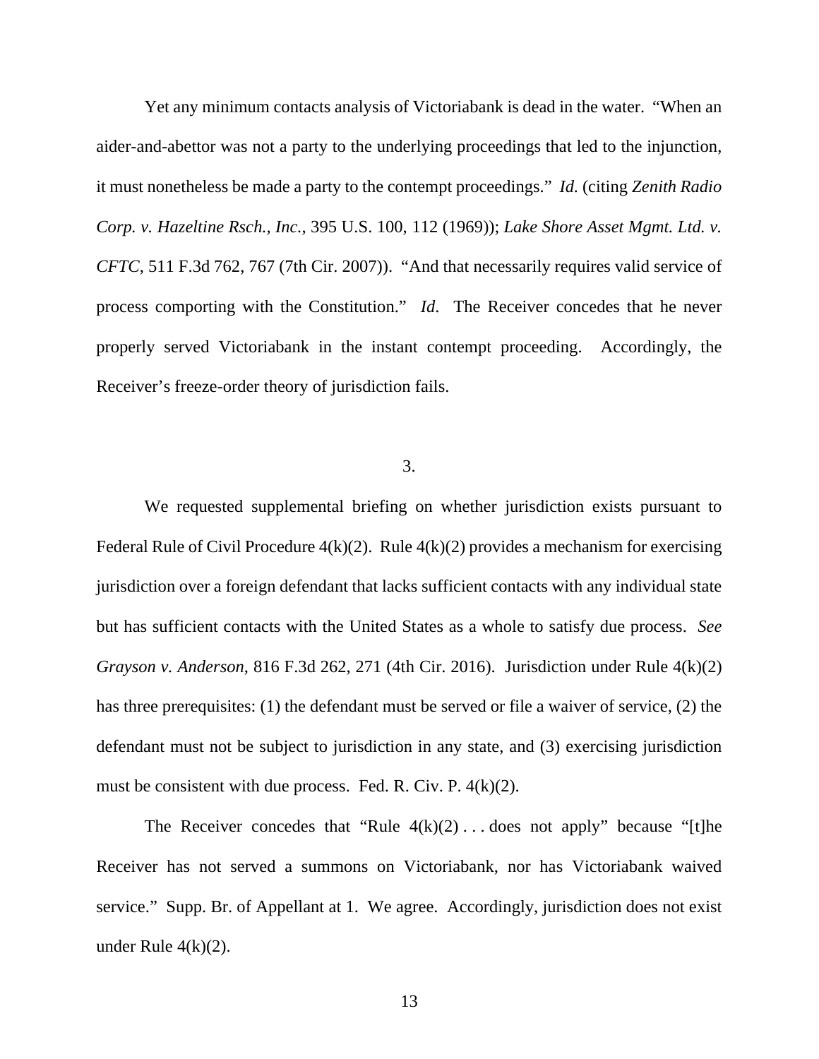Yet any minimum contacts analysis of Victoriabank is dead in the water. "When an aider-and-abettor was not a party to the underlying proceedings that led to the injunction, it must nonetheless be made a party to the contempt proceedings." *Id.* (citing *Zenith Radio Corp. v. Hazeltine Rsch., Inc.*, 395 U.S. 100, 112 (1969)); *Lake Shore Asset Mgmt. Ltd. v. CFTC*, 511 F.3d 762, 767 (7th Cir. 2007)). "And that necessarily requires valid service of process comporting with the Constitution." *Id*. The Receiver concedes that he never properly served Victoriabank in the instant contempt proceeding. Accordingly, the Receiver's freeze-order theory of jurisdiction fails.

3.

We requested supplemental briefing on whether jurisdiction exists pursuant to Federal Rule of Civil Procedure 4(k)(2). Rule 4(k)(2) provides a mechanism for exercising jurisdiction over a foreign defendant that lacks sufficient contacts with any individual state but has sufficient contacts with the United States as a whole to satisfy due process. *See Grayson v. Anderson*, 816 F.3d 262, 271 (4th Cir. 2016). Jurisdiction under Rule 4(k)(2) has three prerequisites: (1) the defendant must be served or file a waiver of service, (2) the defendant must not be subject to jurisdiction in any state, and (3) exercising jurisdiction must be consistent with due process. Fed. R. Civ. P. 4(k)(2).

The Receiver concedes that "Rule 4(k)(2) . . . does not apply" because "[t]he Receiver has not served a summons on Victoriabank, nor has Victoriabank waived service." Supp. Br. of Appellant at 1. We agree. Accordingly, jurisdiction does not exist under Rule 4(k)(2).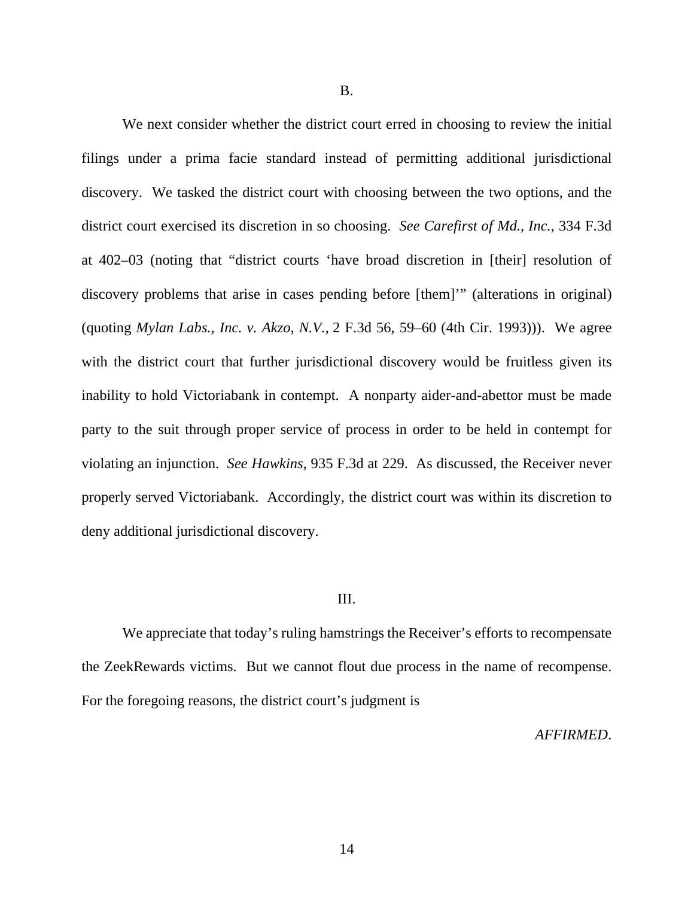B.

We next consider whether the district court erred in choosing to review the initial filings under a prima facie standard instead of permitting additional jurisdictional discovery. We tasked the district court with choosing between the two options, and the district court exercised its discretion in so choosing. *See Carefirst of Md., Inc.*, 334 F.3d at 402–03 (noting that "district courts 'have broad discretion in [their] resolution of discovery problems that arise in cases pending before [them]'" (alterations in original) (quoting *Mylan Labs., Inc. v. Akzo, N.V.*, 2 F.3d 56, 59–60 (4th Cir. 1993))). We agree with the district court that further jurisdictional discovery would be fruitless given its inability to hold Victoriabank in contempt. A nonparty aider-and-abettor must be made party to the suit through proper service of process in order to be held in contempt for violating an injunction. *See Hawkins*, 935 F.3d at 229. As discussed, the Receiver never properly served Victoriabank. Accordingly, the district court was within its discretion to deny additional jurisdictional discovery.

III.

We appreciate that today's ruling hamstrings the Receiver's efforts to recompensate the ZeekRewards victims. But we cannot flout due process in the name of recompense. For the foregoing reasons, the district court's judgment is

*AFFIRMED*.